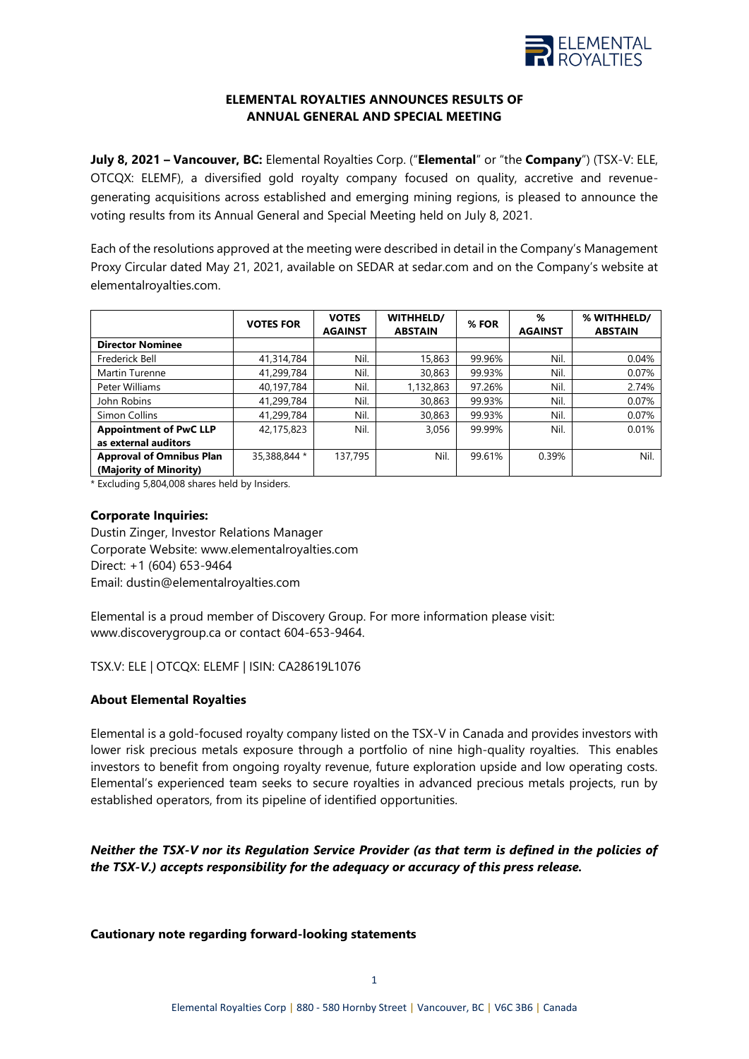## ELEMENTAL ROYALTIES ANNOUNCES RESULTS OF ANNUAL GENERAL AND SPECIAL MEETING

**July 8, 2021 – Vancouver, BC:** Elemental Royalties Corp. ("**Elemental**" or "the **Company**") (TSX-V: ELE, OTCQX: ELEMF), a diversified gold royalty company focused on quality, accretive and revenue-generating acquisitions across established and emerging mining regions, is pleased to announce the voting results from its Annual General and Special Meeting held on July 8, 2021.

Each of the resolutions approved at the meeting were described in detail in the Company's Management Proxy Circular dated May 21, 2021, available on SEDAR at sedar.com and on the Company's website at elementalroyalties.com.

| | VOTES FOR | VOTES AGAINST | WITHHELD/ ABSTAIN | % FOR | % AGAINST | % WITHHELD/ ABSTAIN |
|---|---|---|---|---|---|---|
| **Director Nominee** | | | | | | |
| Frederick Bell | 41,314,784 | Nil. | 15,863 | 99.96% | Nil. | 0.04% |
| Martin Turenne | 41,299,784 | Nil. | 30,863 | 99.93% | Nil. | 0.07% |
| Peter Williams | 40,197,784 | Nil. | 1,132,863 | 97.26% | Nil. | 2.74% |
| John Robins | 41,299,784 | Nil. | 30,863 | 99.93% | Nil. | 0.07% |
| Simon Collins | 41,299,784 | Nil. | 30,863 | 99.93% | Nil. | 0.07% |
| **Appointment of PwC LLP as external auditors** | 42,175,823 | Nil. | 3,056 | 99.99% | Nil. | 0.01% |
| **Approval of Omnibus Plan (Majority of Minority)** | 35,388,844 * | 137,795 | Nil. | 99.61% | 0.39% | Nil. |

\* Excluding 5,804,008 shares held by Insiders.

**Corporate Inquiries:**
Dustin Zinger, Investor Relations Manager
Corporate Website: www.elementalroyalties.com
Direct: +1 (604) 653-9464
Email: dustin@elementalroyalties.com

Elemental is a proud member of Discovery Group. For more information please visit: www.discoverygroup.ca or contact 604-653-9464.

TSX.V: ELE | OTCQX: ELEMF | ISIN: CA28619L1076

**About Elemental Royalties**

Elemental is a gold-focused royalty company listed on the TSX-V in Canada and provides investors with lower risk precious metals exposure through a portfolio of nine high-quality royalties. This enables investors to benefit from ongoing royalty revenue, future exploration upside and low operating costs. Elemental's experienced team seeks to secure royalties in advanced precious metals projects, run by established operators, from its pipeline of identified opportunities.

***Neither the TSX-V nor its Regulation Service Provider (as that term is defined in the policies of the TSX-V.) accepts responsibility for the adequacy or accuracy of this press release.***

**Cautionary note regarding forward-looking statements**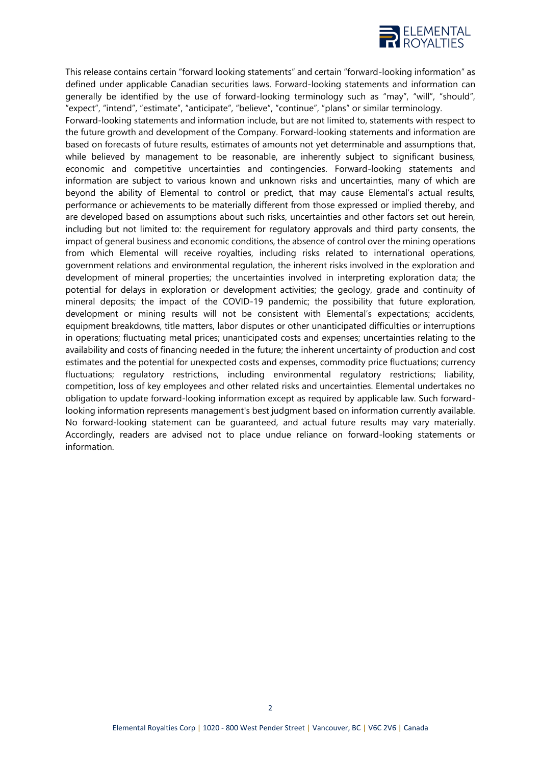This release contains certain "forward looking statements" and certain "forward-looking information" as defined under applicable Canadian securities laws. Forward-looking statements and information can generally be identified by the use of forward-looking terminology such as "may", "will", "should", "expect", "intend", "estimate", "anticipate", "believe", "continue", "plans" or similar terminology.

Forward-looking statements and information include, but are not limited to, statements with respect to the future growth and development of the Company. Forward-looking statements and information are based on forecasts of future results, estimates of amounts not yet determinable and assumptions that, while believed by management to be reasonable, are inherently subject to significant business, economic and competitive uncertainties and contingencies. Forward-looking statements and information are subject to various known and unknown risks and uncertainties, many of which are beyond the ability of Elemental to control or predict, that may cause Elemental's actual results, performance or achievements to be materially different from those expressed or implied thereby, and are developed based on assumptions about such risks, uncertainties and other factors set out herein, including but not limited to: the requirement for regulatory approvals and third party consents, the impact of general business and economic conditions, the absence of control over the mining operations from which Elemental will receive royalties, including risks related to international operations, government relations and environmental regulation, the inherent risks involved in the exploration and development of mineral properties; the uncertainties involved in interpreting exploration data; the potential for delays in exploration or development activities; the geology, grade and continuity of mineral deposits; the impact of the COVID-19 pandemic; the possibility that future exploration, development or mining results will not be consistent with Elemental's expectations; accidents, equipment breakdowns, title matters, labor disputes or other unanticipated difficulties or interruptions in operations; fluctuating metal prices; unanticipated costs and expenses; uncertainties relating to the availability and costs of financing needed in the future; the inherent uncertainty of production and cost estimates and the potential for unexpected costs and expenses, commodity price fluctuations; currency fluctuations; regulatory restrictions, including environmental regulatory restrictions; liability, competition, loss of key employees and other related risks and uncertainties. Elemental undertakes no obligation to update forward-looking information except as required by applicable law. Such forward-looking information represents management's best judgment based on information currently available. No forward-looking statement can be guaranteed, and actual future results may vary materially. Accordingly, readers are advised not to place undue reliance on forward-looking statements or information.